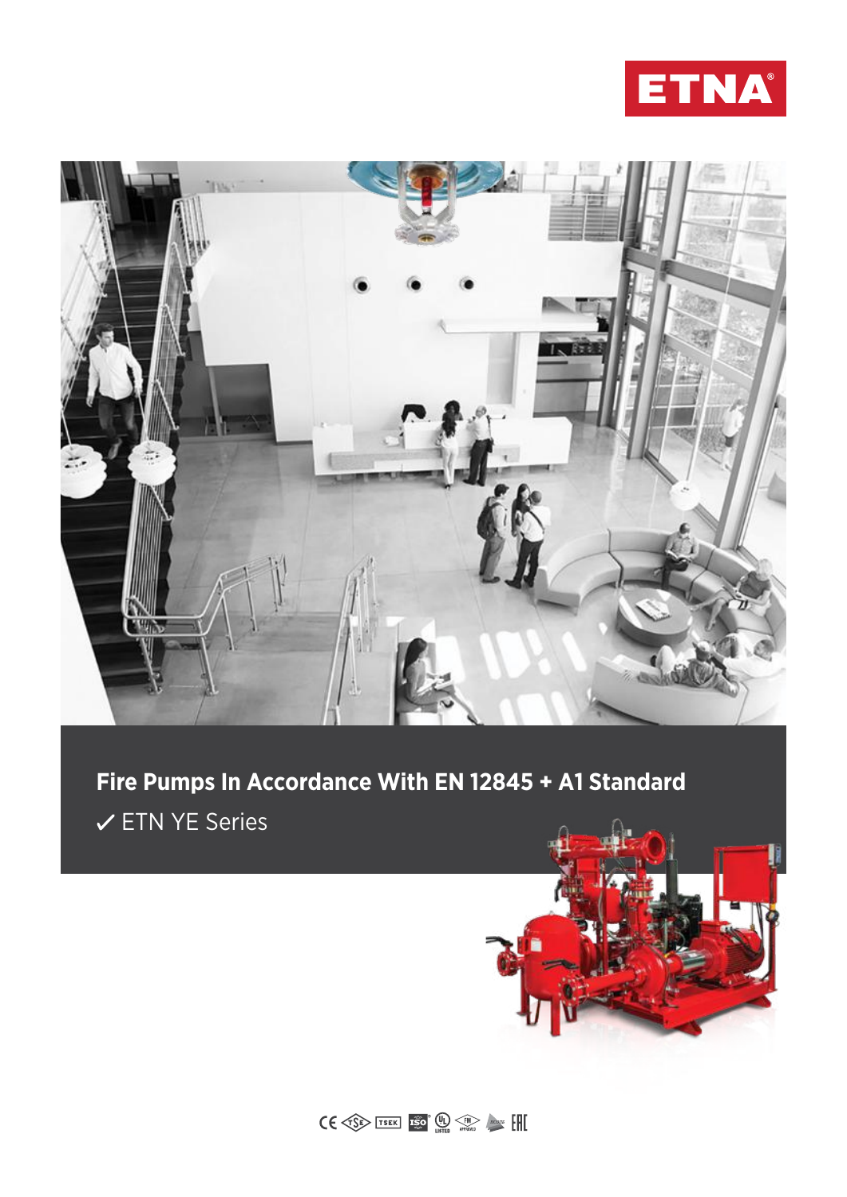ETNA

# Fire Pumps In Accordance With EN 12845 + A1 Standard

✓ ETN YE Series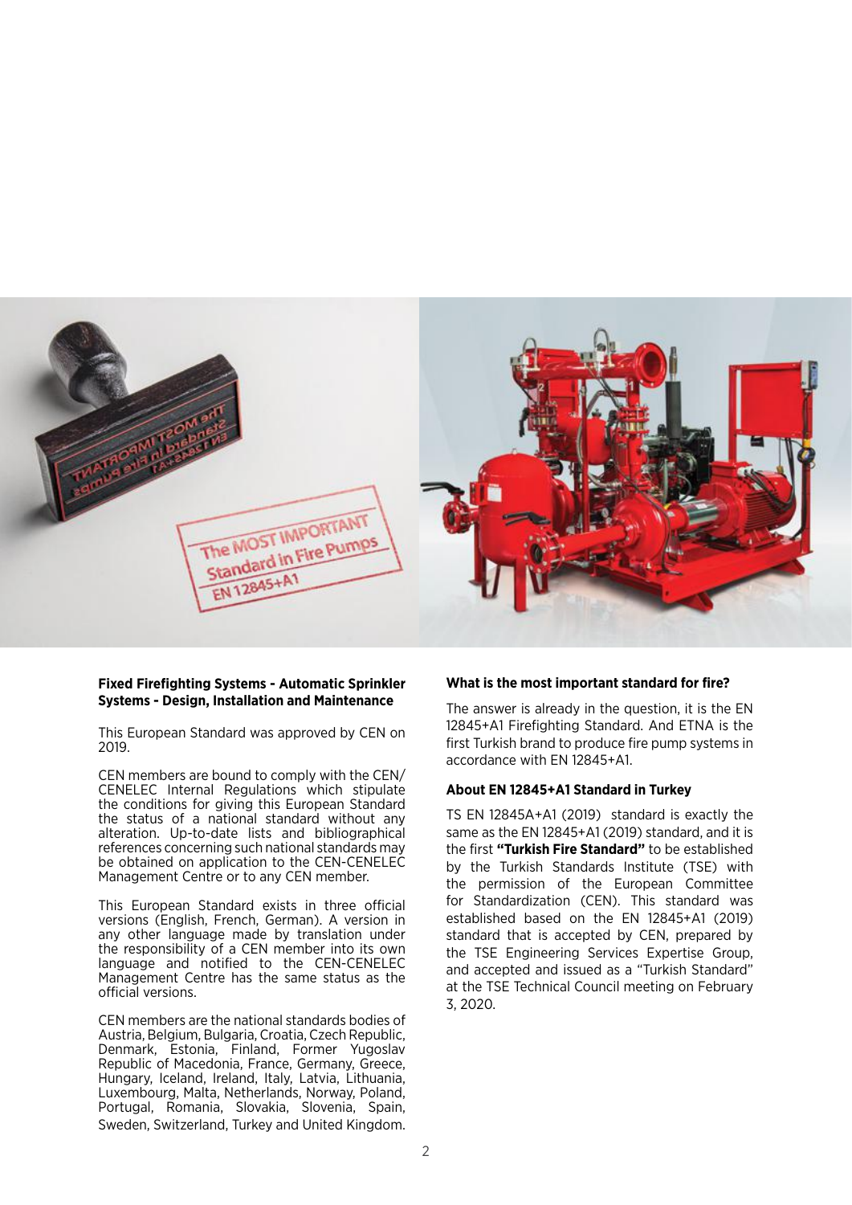**Fixed Firefighting Systems - Automatic Sprinkler Systems - Design, Installation and Maintenance**

This European Standard was approved by CEN on 2019.

CEN members are bound to comply with the CEN/ CENELEC Internal Regulations which stipulate the conditions for giving this European Standard the status of a national standard without any alteration. Up-to-date lists and bibliographical references concerning such national standards may be obtained on application to the CEN-CENELEC Management Centre or to any CEN member.

This European Standard exists in three official versions (English, French, German). A version in any other language made by translation under the responsibility of a CEN member into its own language and notified to the CEN-CENELEC Management Centre has the same status as the official versions.

CEN members are the national standards bodies of Austria, Belgium, Bulgaria, Croatia, Czech Republic, Denmark, Estonia, Finland, Former Yugoslav Republic of Macedonia, France, Germany, Greece, Hungary, Iceland, Ireland, Italy, Latvia, Lithuania, Luxembourg, Malta, Netherlands, Norway, Poland, Portugal, Romania, Slovakia, Slovenia, Spain, Sweden, Switzerland, Turkey and United Kingdom.

**What is the most important standard for fire?**

The answer is already in the question, it is the EN 12845+A1 Firefighting Standard. And ETNA is the first Turkish brand to produce fire pump systems in accordance with EN 12845+A1.

**About EN 12845+A1 Standard in Turkey**

TS EN 12845A+A1 (2019) standard is exactly the same as the EN 12845+A1 (2019) standard, and it is the first **"Turkish Fire Standard"** to be established by the Turkish Standards Institute (TSE) with the permission of the European Committee for Standardization (CEN). This standard was established based on the EN 12845+A1 (2019) standard that is accepted by CEN, prepared by the TSE Engineering Services Expertise Group, and accepted and issued as a "Turkish Standard" at the TSE Technical Council meeting on February 3, 2020.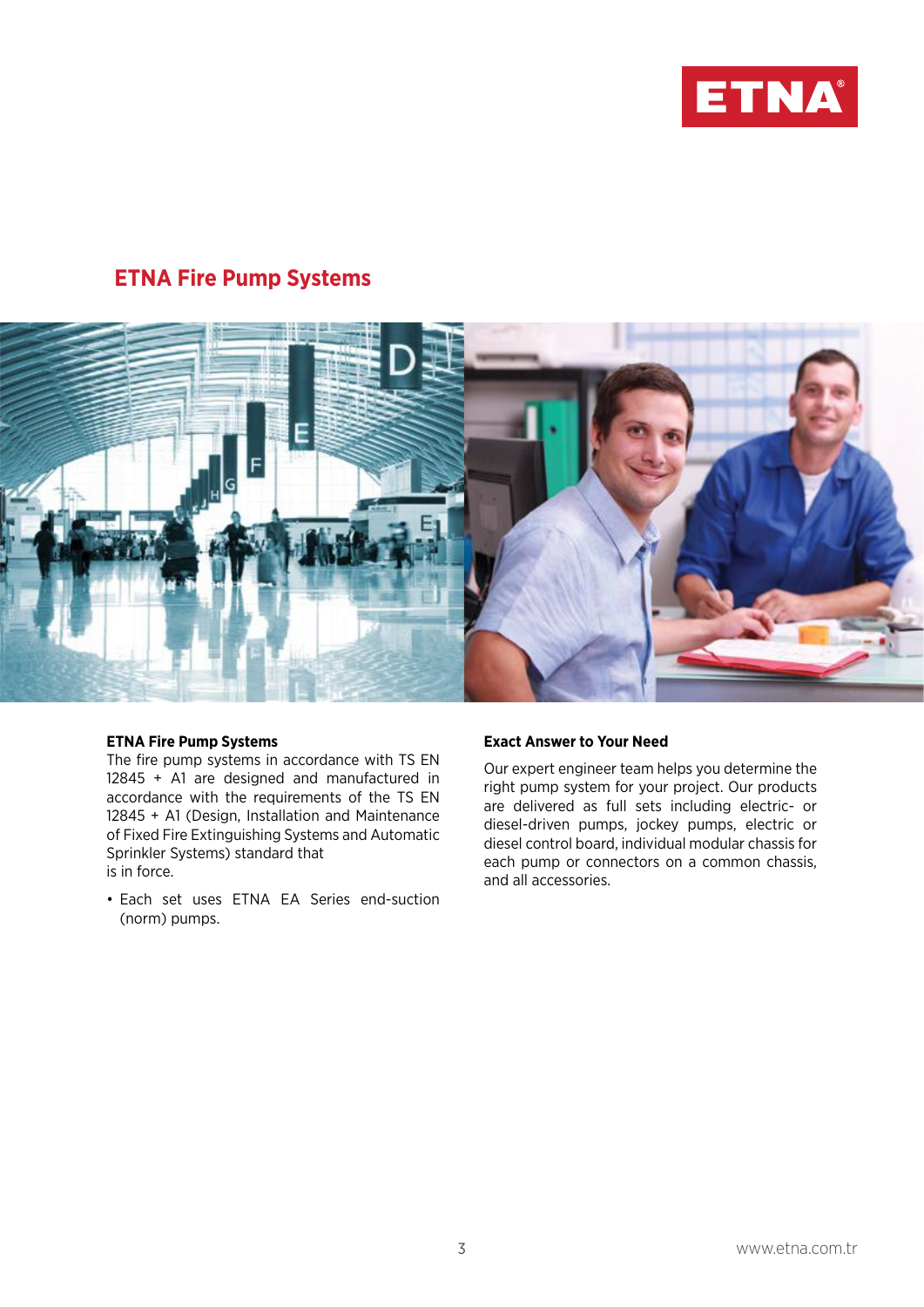# ETNA Fire Pump Systems

### ETNA Fire Pump Systems

The fire pump systems in accordance with TS EN 12845 + A1 are designed and manufactured in accordance with the requirements of the TS EN 12845 + A1 (Design, Installation and Maintenance of Fixed Fire Extinguishing Systems and Automatic Sprinkler Systems) standard that is in force.

- Each set uses ETNA EA Series end-suction (norm) pumps.

### Exact Answer to Your Need

Our expert engineer team helps you determine the right pump system for your project. Our products are delivered as full sets including electric- or diesel-driven pumps, jockey pumps, electric or diesel control board, individual modular chassis for each pump or connectors on a common chassis, and all accessories.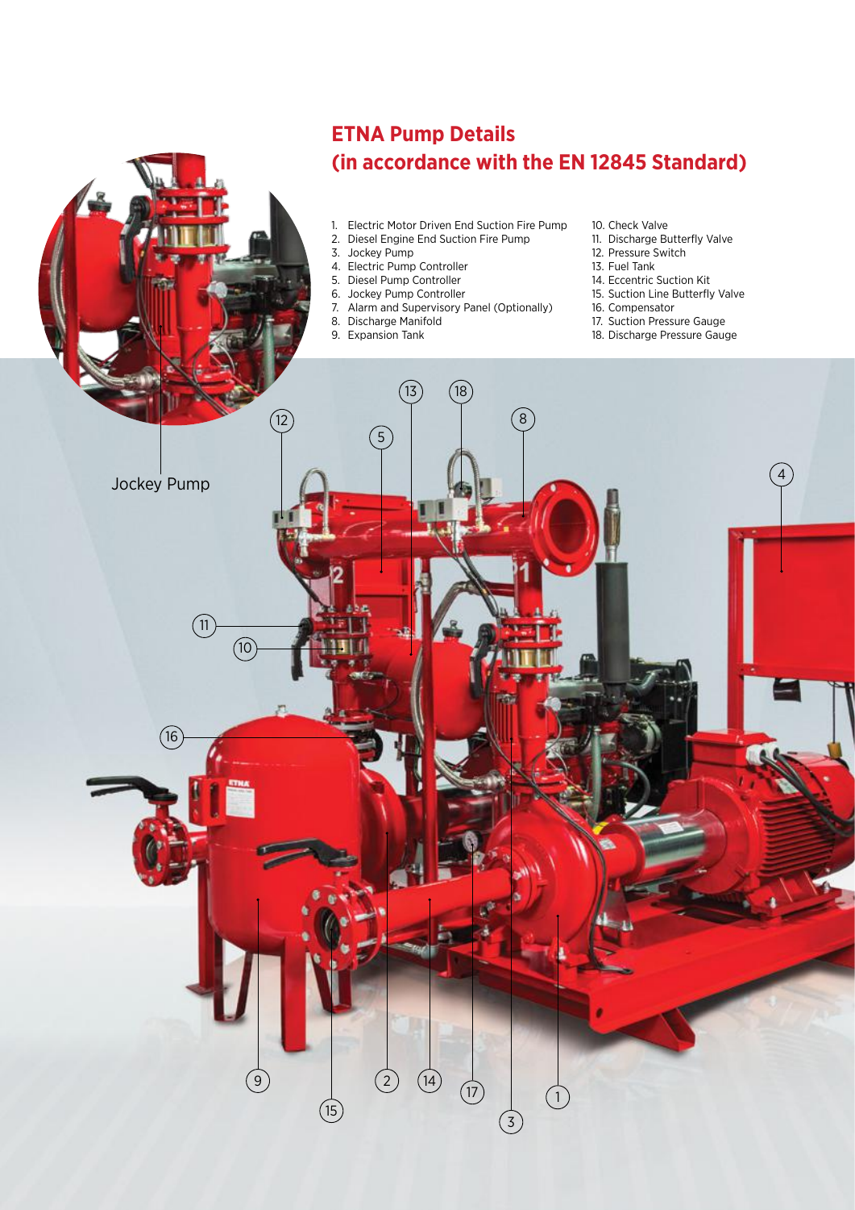## ETNA Pump Details (in accordance with the EN 12845 Standard)

1. Electric Motor Driven End Suction Fire Pump
2. Diesel Engine End Suction Fire Pump
3. Jockey Pump
4. Electric Pump Controller
5. Diesel Pump Controller
6. Jockey Pump Controller
7. Alarm and Supervisory Panel (Optionally)
8. Discharge Manifold
9. Expansion Tank
10. Check Valve
11. Discharge Butterfly Valve
12. Pressure Switch
13. Fuel Tank
14. Eccentric Suction Kit
15. Suction Line Butterfly Valve
16. Compensator
17. Suction Pressure Gauge
18. Discharge Pressure Gauge

Jockey Pump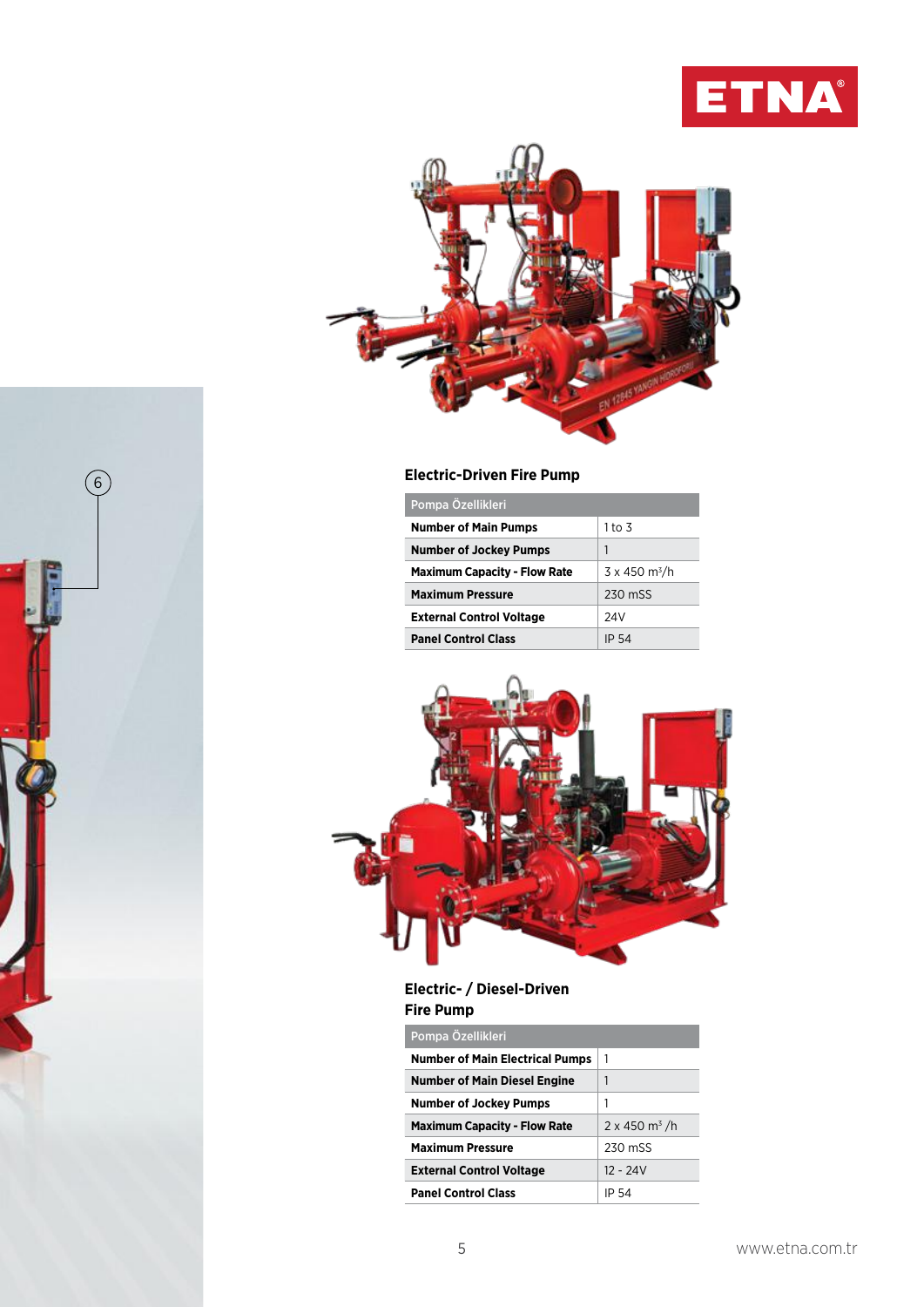### Electric-Driven Fire Pump

| Pompa Özellikleri | |
|---|---|
| **Number of Main Pumps** | 1 to 3 |
| **Number of Jockey Pumps** | 1 |
| **Maximum Capacity - Flow Rate** | 3 x 450 m³/h |
| **Maximum Pressure** | 230 mSS |
| **External Control Voltage** | 24V |
| **Panel Control Class** | IP 54 |

### Electric- / Diesel-Driven Fire Pump

| Pompa Özellikleri | |
|---|---|
| **Number of Main Electrical Pumps** | 1 |
| **Number of Main Diesel Engine** | 1 |
| **Number of Jockey Pumps** | 1 |
| **Maximum Capacity - Flow Rate** | 2 x 450 m³ /h |
| **Maximum Pressure** | 230 mSS |
| **External Control Voltage** | 12 - 24V |
| **Panel Control Class** | IP 54 |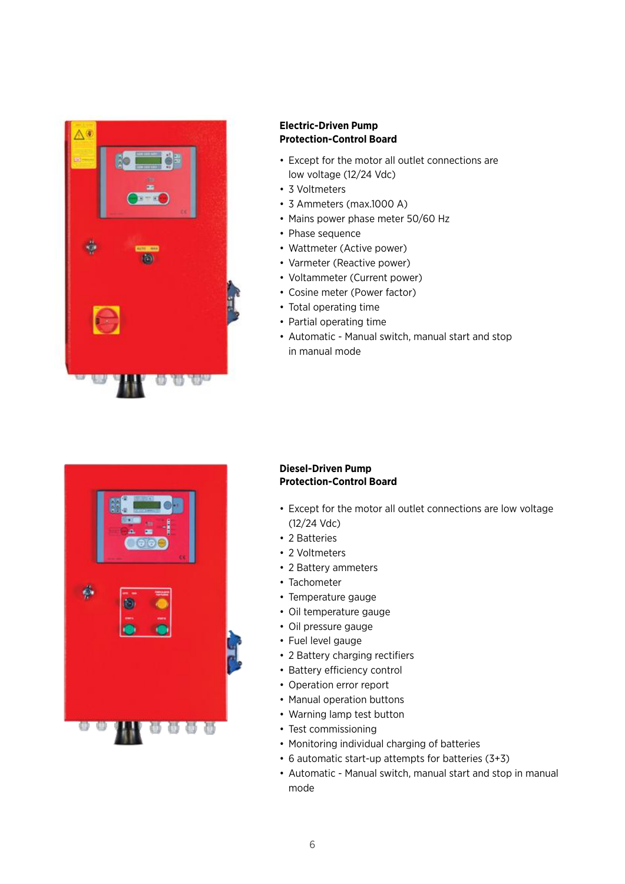## Electric-Driven Pump Protection-Control Board

- Except for the motor all outlet connections are low voltage (12/24 Vdc)
- 3 Voltmeters
- 3 Ammeters (max.1000 A)
- Mains power phase meter 50/60 Hz
- Phase sequence
- Wattmeter (Active power)
- Varmeter (Reactive power)
- Voltammeter (Current power)
- Cosine meter (Power factor)
- Total operating time
- Partial operating time
- Automatic - Manual switch, manual start and stop in manual mode

## Diesel-Driven Pump Protection-Control Board

- Except for the motor all outlet connections are low voltage (12/24 Vdc)
- 2 Batteries
- 2 Voltmeters
- 2 Battery ammeters
- Tachometer
- Temperature gauge
- Oil temperature gauge
- Oil pressure gauge
- Fuel level gauge
- 2 Battery charging rectifiers
- Battery efficiency control
- Operation error report
- Manual operation buttons
- Warning lamp test button
- Test commissioning
- Monitoring individual charging of batteries
- 6 automatic start-up attempts for batteries (3+3)
- Automatic - Manual switch, manual start and stop in manual mode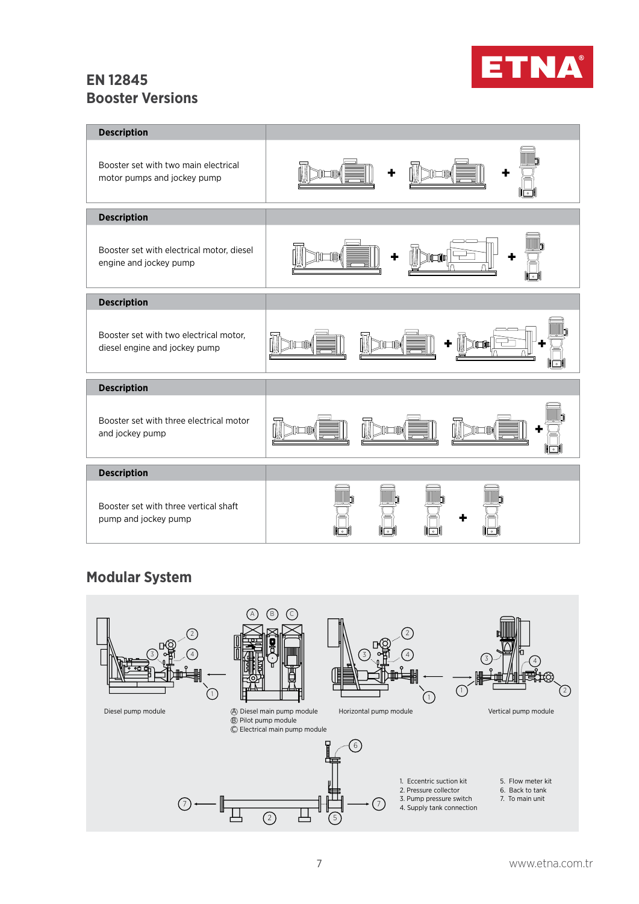# EN 12845
# Booster Versions

| Description | |
|---|---|
| Booster set with two main electrical motor pumps and jockey pump | + + |

| Description | |
|---|---|
| Booster set with electrical motor, diesel engine and jockey pump | + + |

| Description | |
|---|---|
| Booster set with two electrical motor, diesel engine and jockey pump | + + |

| Description | |
|---|---|
| Booster set with three electrical motor and jockey pump | + |

| Description | |
|---|---|
| Booster set with three vertical shaft pump and jockey pump | + |

## Modular System

Diesel pump module

Ⓐ Diesel main pump module
Ⓑ Pilot pump module
Ⓒ Electrical main pump module

Horizontal pump module

Vertical pump module

1. Eccentric suction kit
2. Pressure collector
3. Pump pressure switch
4. Supply tank connection
5. Flow meter kit
6. Back to tank
7. To main unit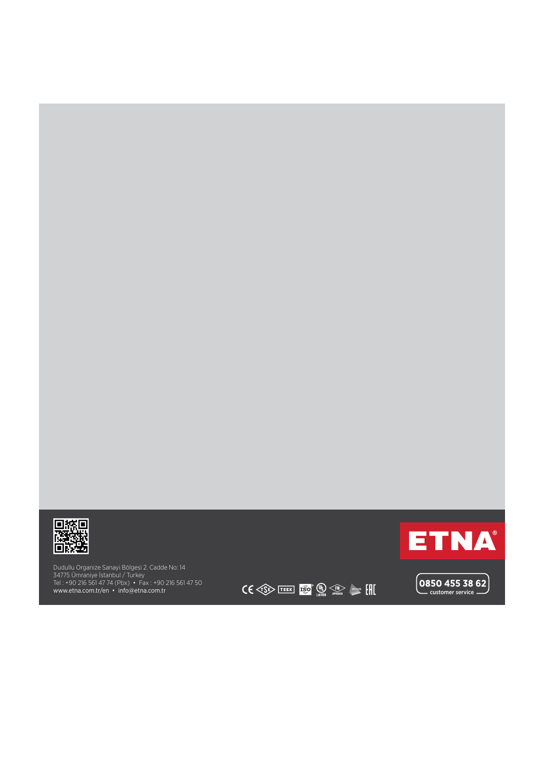Dudullu Organize Sanayi Bölgesi 2. Cadde No: 14
34775 Ümraniye İstanbul / Turkey
Tel : +90 216 561 47 74 (Pbx) • Fax : +90 216 561 47 50
www.etna.com.tr/en • info@etna.com.tr

ETNA®

0850 455 38 62
customer service